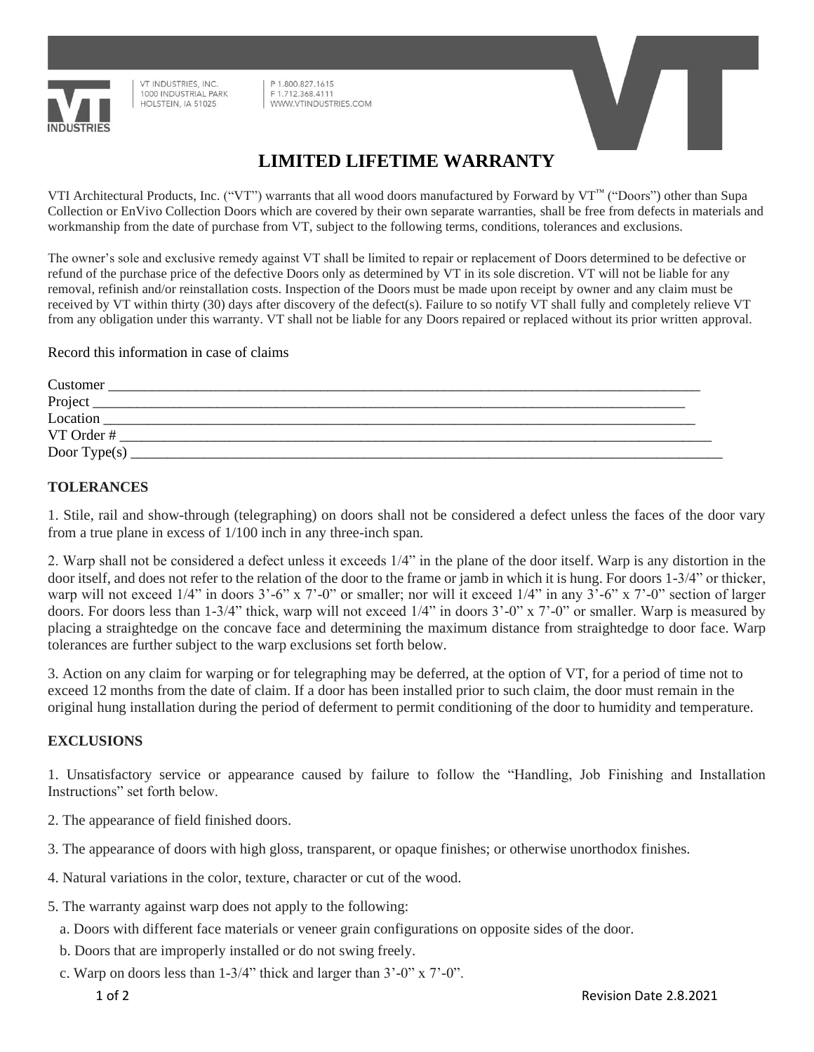VT INDUSTRIES, INC.
1000 INDUSTRIAL PARK
HOLSTEIN, IA 51025

P 1.800.827.1615
F 1.712.368.4111
WWW.VTINDUSTRIES.COM

# LIMITED LIFETIME WARRANTY

VTI Architectural Products, Inc. ("VT") warrants that all wood doors manufactured by Forward by VT™ ("Doors") other than Supa Collection or EnVivo Collection Doors which are covered by their own separate warranties, shall be free from defects in materials and workmanship from the date of purchase from VT, subject to the following terms, conditions, tolerances and exclusions.

The owner's sole and exclusive remedy against VT shall be limited to repair or replacement of Doors determined to be defective or refund of the purchase price of the defective Doors only as determined by VT in its sole discretion. VT will not be liable for any removal, refinish and/or reinstallation costs. Inspection of the Doors must be made upon receipt by owner and any claim must be received by VT within thirty (30) days after discovery of the defect(s). Failure to so notify VT shall fully and completely relieve VT from any obligation under this warranty. VT shall not be liable for any Doors repaired or replaced without its prior written approval.

Record this information in case of claims

Customer ____________________________________________________________________________________

Project ______________________________________________________________________________________

Location _____________________________________________________________________________________

VT Order # ___________________________________________________________________________________

Door Type(s) _________________________________________________________________________________

## TOLERANCES

1. Stile, rail and show-through (telegraphing) on doors shall not be considered a defect unless the faces of the door vary from a true plane in excess of 1/100 inch in any three-inch span.

2. Warp shall not be considered a defect unless it exceeds 1/4" in the plane of the door itself. Warp is any distortion in the door itself, and does not refer to the relation of the door to the frame or jamb in which it is hung. For doors 1-3/4" or thicker, warp will not exceed 1/4" in doors 3'-6" x 7'-0" or smaller; nor will it exceed 1/4" in any 3'-6" x 7'-0" section of larger doors. For doors less than 1-3/4" thick, warp will not exceed 1/4" in doors 3'-0" x 7'-0" or smaller. Warp is measured by placing a straightedge on the concave face and determining the maximum distance from straightedge to door face. Warp tolerances are further subject to the warp exclusions set forth below.

3. Action on any claim for warping or for telegraphing may be deferred, at the option of VT, for a period of time not to exceed 12 months from the date of claim. If a door has been installed prior to such claim, the door must remain in the original hung installation during the period of deferment to permit conditioning of the door to humidity and temperature.

## EXCLUSIONS

1. Unsatisfactory service or appearance caused by failure to follow the "Handling, Job Finishing and Installation Instructions" set forth below.

2. The appearance of field finished doors.

3. The appearance of doors with high gloss, transparent, or opaque finishes; or otherwise unorthodox finishes.

4. Natural variations in the color, texture, character or cut of the wood.

5. The warranty against warp does not apply to the following:

   a. Doors with different face materials or veneer grain configurations on opposite sides of the door.

   b. Doors that are improperly installed or do not swing freely.

   c. Warp on doors less than 1-3/4" thick and larger than 3'-0" x 7'-0".

Revision Date 2.8.2021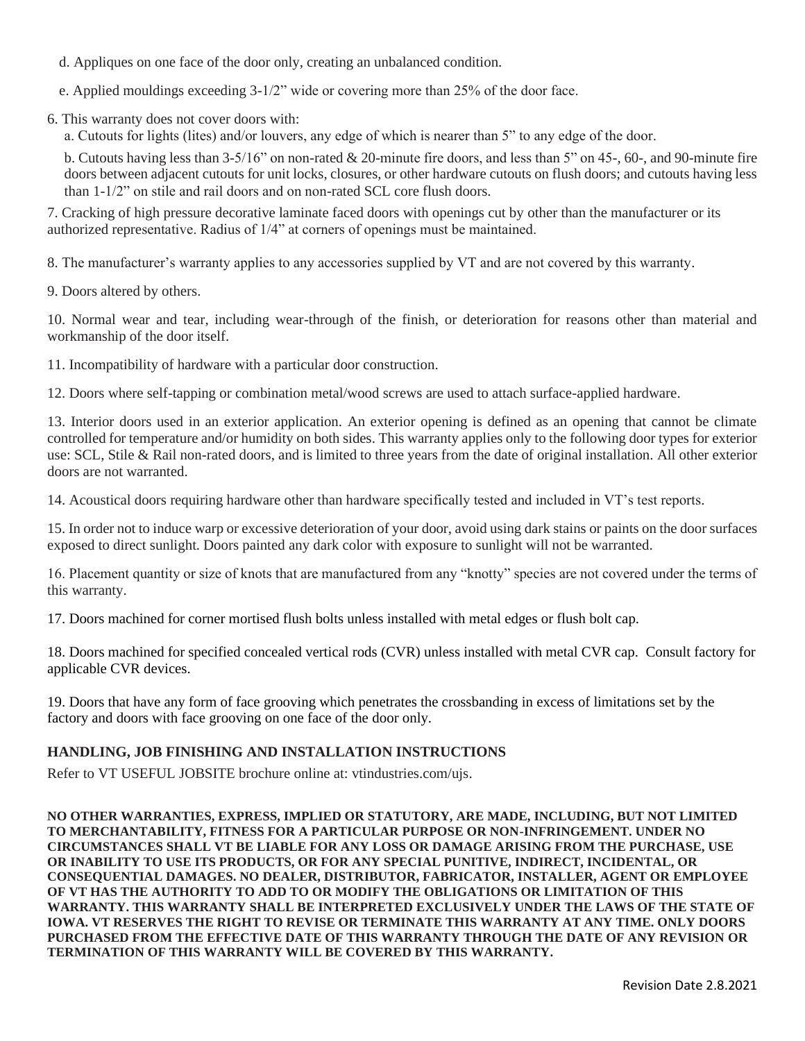d. Appliques on one face of the door only, creating an unbalanced condition.

e. Applied mouldings exceeding 3-1/2" wide or covering more than 25% of the door face.

6. This warranty does not cover doors with:
   a. Cutouts for lights (lites) and/or louvers, any edge of which is nearer than 5" to any edge of the door.

   b. Cutouts having less than 3-5/16" on non-rated & 20-minute fire doors, and less than 5" on 45-, 60-, and 90-minute fire doors between adjacent cutouts for unit locks, closures, or other hardware cutouts on flush doors; and cutouts having less than 1-1/2" on stile and rail doors and on non-rated SCL core flush doors.

7. Cracking of high pressure decorative laminate faced doors with openings cut by other than the manufacturer or its authorized representative. Radius of 1/4" at corners of openings must be maintained.

8. The manufacturer's warranty applies to any accessories supplied by VT and are not covered by this warranty.

9. Doors altered by others.

10. Normal wear and tear, including wear-through of the finish, or deterioration for reasons other than material and workmanship of the door itself.

11. Incompatibility of hardware with a particular door construction.

12. Doors where self-tapping or combination metal/wood screws are used to attach surface-applied hardware.

13. Interior doors used in an exterior application. An exterior opening is defined as an opening that cannot be climate controlled for temperature and/or humidity on both sides. This warranty applies only to the following door types for exterior use: SCL, Stile & Rail non-rated doors, and is limited to three years from the date of original installation. All other exterior doors are not warranted.

14. Acoustical doors requiring hardware other than hardware specifically tested and included in VT's test reports.

15. In order not to induce warp or excessive deterioration of your door, avoid using dark stains or paints on the door surfaces exposed to direct sunlight. Doors painted any dark color with exposure to sunlight will not be warranted.

16. Placement quantity or size of knots that are manufactured from any "knotty" species are not covered under the terms of this warranty.

17. Doors machined for corner mortised flush bolts unless installed with metal edges or flush bolt cap.

18. Doors machined for specified concealed vertical rods (CVR) unless installed with metal CVR cap. Consult factory for applicable CVR devices.

19. Doors that have any form of face grooving which penetrates the crossbanding in excess of limitations set by the factory and doors with face grooving on one face of the door only.

## HANDLING, JOB FINISHING AND INSTALLATION INSTRUCTIONS

Refer to VT USEFUL JOBSITE brochure online at: vtindustries.com/ujs.

**NO OTHER WARRANTIES, EXPRESS, IMPLIED OR STATUTORY, ARE MADE, INCLUDING, BUT NOT LIMITED TO MERCHANTABILITY, FITNESS FOR A PARTICULAR PURPOSE OR NON-INFRINGEMENT. UNDER NO CIRCUMSTANCES SHALL VT BE LIABLE FOR ANY LOSS OR DAMAGE ARISING FROM THE PURCHASE, USE OR INABILITY TO USE ITS PRODUCTS, OR FOR ANY SPECIAL PUNITIVE, INDIRECT, INCIDENTAL, OR CONSEQUENTIAL DAMAGES. NO DEALER, DISTRIBUTOR, FABRICATOR, INSTALLER, AGENT OR EMPLOYEE OF VT HAS THE AUTHORITY TO ADD TO OR MODIFY THE OBLIGATIONS OR LIMITATION OF THIS WARRANTY. THIS WARRANTY SHALL BE INTERPRETED EXCLUSIVELY UNDER THE LAWS OF THE STATE OF IOWA. VT RESERVES THE RIGHT TO REVISE OR TERMINATE THIS WARRANTY AT ANY TIME. ONLY DOORS PURCHASED FROM THE EFFECTIVE DATE OF THIS WARRANTY THROUGH THE DATE OF ANY REVISION OR TERMINATION OF THIS WARRANTY WILL BE COVERED BY THIS WARRANTY.**

Revision Date 2.8.2021